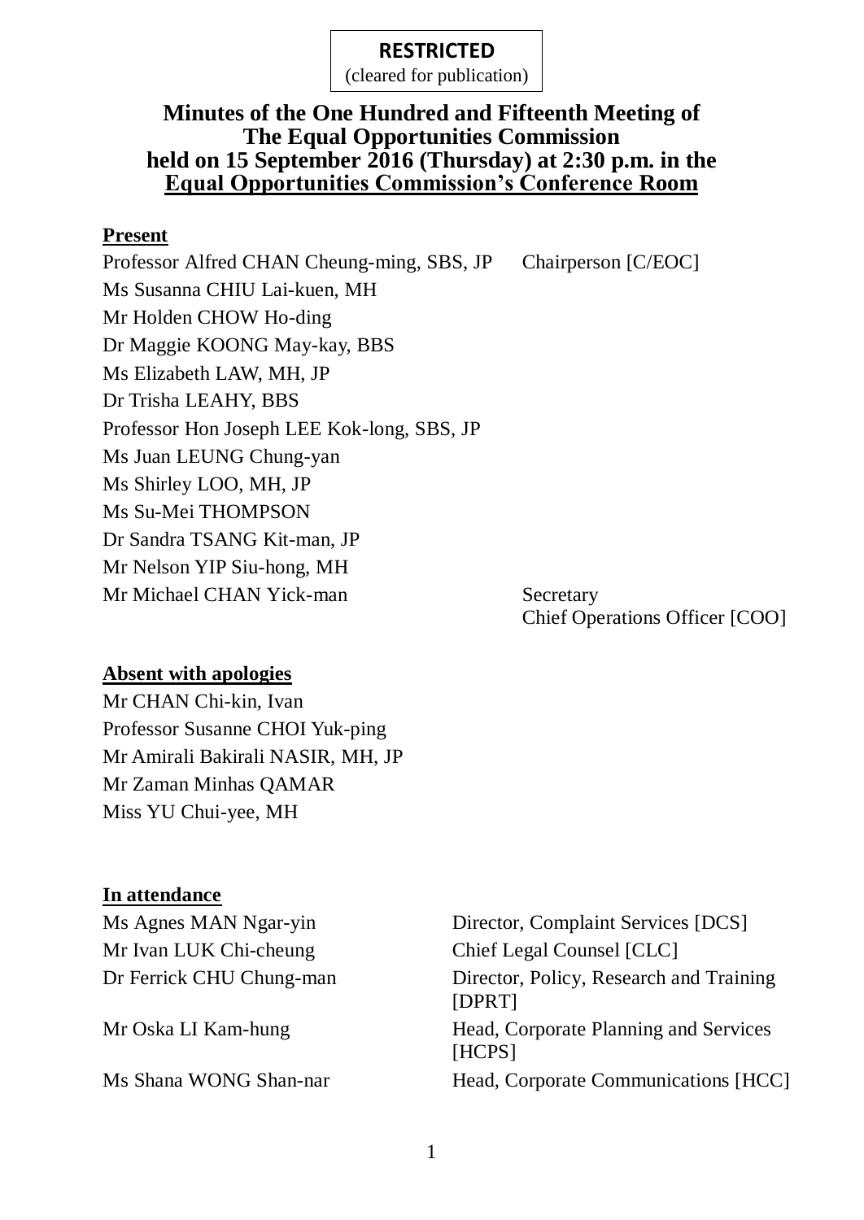**RESTRICTED**
(cleared for publication)

# Minutes of the One Hundred and Fifteenth Meeting of The Equal Opportunities Commission held on 15 September 2016 (Thursday) at 2:30 p.m. in the Equal Opportunities Commission's Conference Room

## Present

| | |
|---|---|
| Professor Alfred CHAN Cheung-ming, SBS, JP | Chairperson [C/EOC] |
| Ms Susanna CHIU Lai-kuen, MH | |
| Mr Holden CHOW Ho-ding | |
| Dr Maggie KOONG May-kay, BBS | |
| Ms Elizabeth LAW, MH, JP | |
| Dr Trisha LEAHY, BBS | |
| Professor Hon Joseph LEE Kok-long, SBS, JP | |
| Ms Juan LEUNG Chung-yan | |
| Ms Shirley LOO, MH, JP | |
| Ms Su-Mei THOMPSON | |
| Dr Sandra TSANG Kit-man, JP | |
| Mr Nelson YIP Siu-hong, MH | |
| Mr Michael CHAN Yick-man | Secretary<br>Chief Operations Officer [COO] |

## Absent with apologies

Mr CHAN Chi-kin, Ivan
Professor Susanne CHOI Yuk-ping
Mr Amirali Bakirali NASIR, MH, JP
Mr Zaman Minhas QAMAR
Miss YU Chui-yee, MH

## In attendance

| | |
|---|---|
| Ms Agnes MAN Ngar-yin | Director, Complaint Services [DCS] |
| Mr Ivan LUK Chi-cheung | Chief Legal Counsel [CLC] |
| Dr Ferrick CHU Chung-man | Director, Policy, Research and Training [DPRT] |
| Mr Oska LI Kam-hung | Head, Corporate Planning and Services [HCPS] |
| Ms Shana WONG Shan-nar | Head, Corporate Communications [HCC] |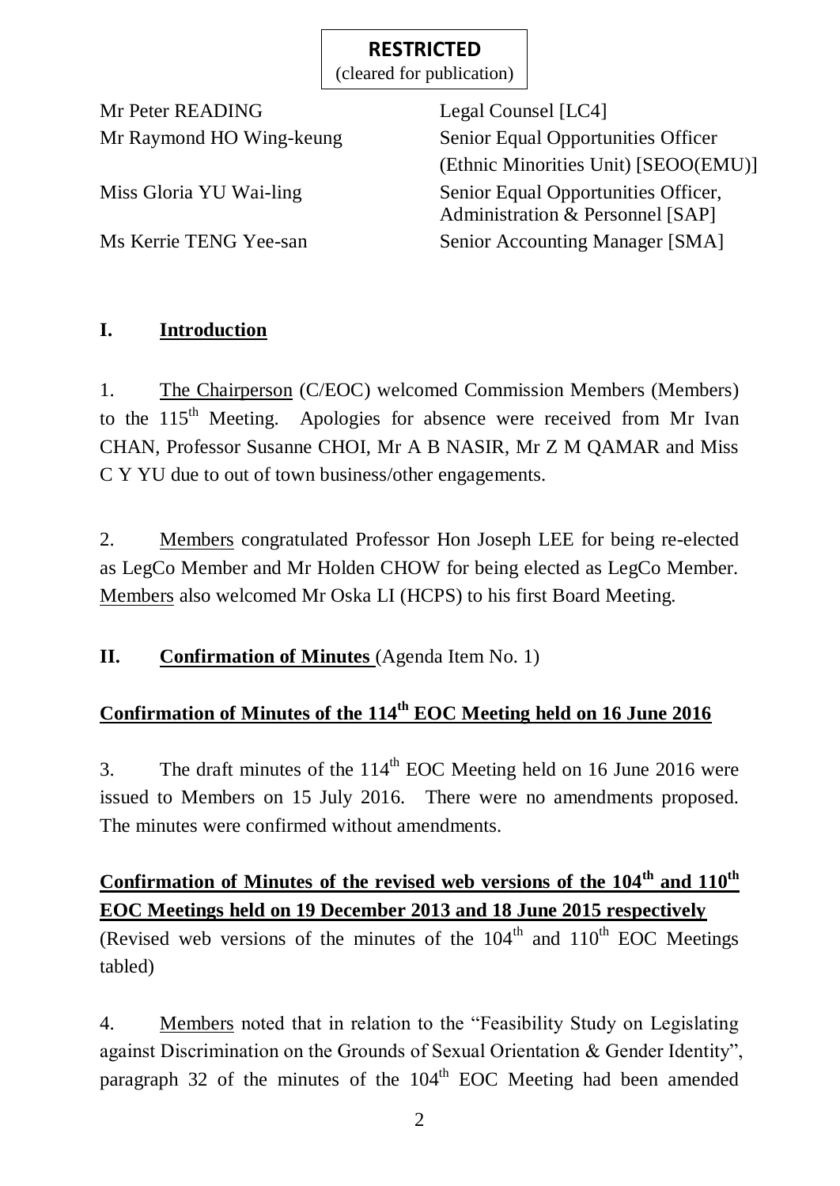**RESTRICTED**
(cleared for publication)

| | |
|---|---|
| Mr Peter READING | Legal Counsel [LC4] |
| Mr Raymond HO Wing-keung | Senior Equal Opportunities Officer (Ethnic Minorities Unit) [SEOO(EMU)] |
| Miss Gloria YU Wai-ling | Senior Equal Opportunities Officer, Administration & Personnel [SAP] |
| Ms Kerrie TENG Yee-san | Senior Accounting Manager [SMA] |

## I. Introduction

1. The Chairperson (C/EOC) welcomed Commission Members (Members) to the 115th Meeting. Apologies for absence were received from Mr Ivan CHAN, Professor Susanne CHOI, Mr A B NASIR, Mr Z M QAMAR and Miss C Y YU due to out of town business/other engagements.

2. Members congratulated Professor Hon Joseph LEE for being re-elected as LegCo Member and Mr Holden CHOW for being elected as LegCo Member. Members also welcomed Mr Oska LI (HCPS) to his first Board Meeting.

## II. Confirmation of Minutes (Agenda Item No. 1)

### Confirmation of Minutes of the 114th EOC Meeting held on 16 June 2016

3. The draft minutes of the 114th EOC Meeting held on 16 June 2016 were issued to Members on 15 July 2016. There were no amendments proposed. The minutes were confirmed without amendments.

### Confirmation of Minutes of the revised web versions of the 104th and 110th EOC Meetings held on 19 December 2013 and 18 June 2015 respectively

(Revised web versions of the minutes of the 104th and 110th EOC Meetings tabled)

4. Members noted that in relation to the "Feasibility Study on Legislating against Discrimination on the Grounds of Sexual Orientation & Gender Identity", paragraph 32 of the minutes of the 104th EOC Meeting had been amended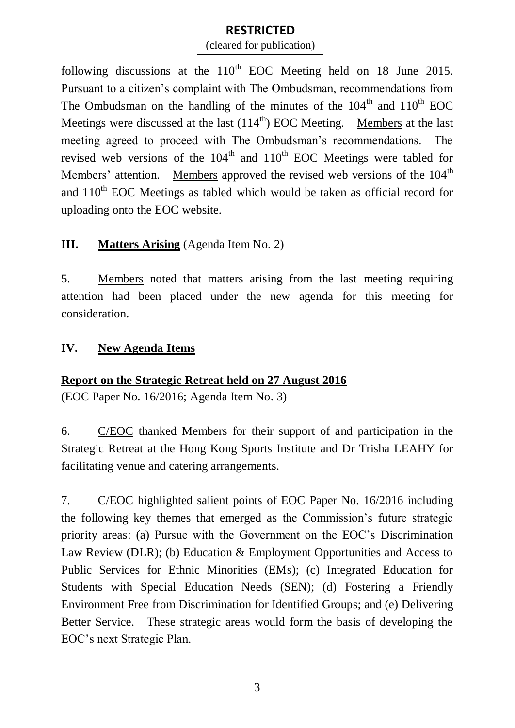**RESTRICTED**
(cleared for publication)

following discussions at the 110th EOC Meeting held on 18 June 2015. Pursuant to a citizen's complaint with The Ombudsman, recommendations from The Ombudsman on the handling of the minutes of the 104th and 110th EOC Meetings were discussed at the last (114th) EOC Meeting. Members at the last meeting agreed to proceed with The Ombudsman's recommendations. The revised web versions of the 104th and 110th EOC Meetings were tabled for Members' attention. Members approved the revised web versions of the 104th and 110th EOC Meetings as tabled which would be taken as official record for uploading onto the EOC website.

## III. Matters Arising (Agenda Item No. 2)

5. Members noted that matters arising from the last meeting requiring attention had been placed under the new agenda for this meeting for consideration.

## IV. New Agenda Items

### Report on the Strategic Retreat held on 27 August 2016

(EOC Paper No. 16/2016; Agenda Item No. 3)

6. C/EOC thanked Members for their support of and participation in the Strategic Retreat at the Hong Kong Sports Institute and Dr Trisha LEAHY for facilitating venue and catering arrangements.

7. C/EOC highlighted salient points of EOC Paper No. 16/2016 including the following key themes that emerged as the Commission's future strategic priority areas: (a) Pursue with the Government on the EOC's Discrimination Law Review (DLR); (b) Education & Employment Opportunities and Access to Public Services for Ethnic Minorities (EMs); (c) Integrated Education for Students with Special Education Needs (SEN); (d) Fostering a Friendly Environment Free from Discrimination for Identified Groups; and (e) Delivering Better Service. These strategic areas would form the basis of developing the EOC's next Strategic Plan.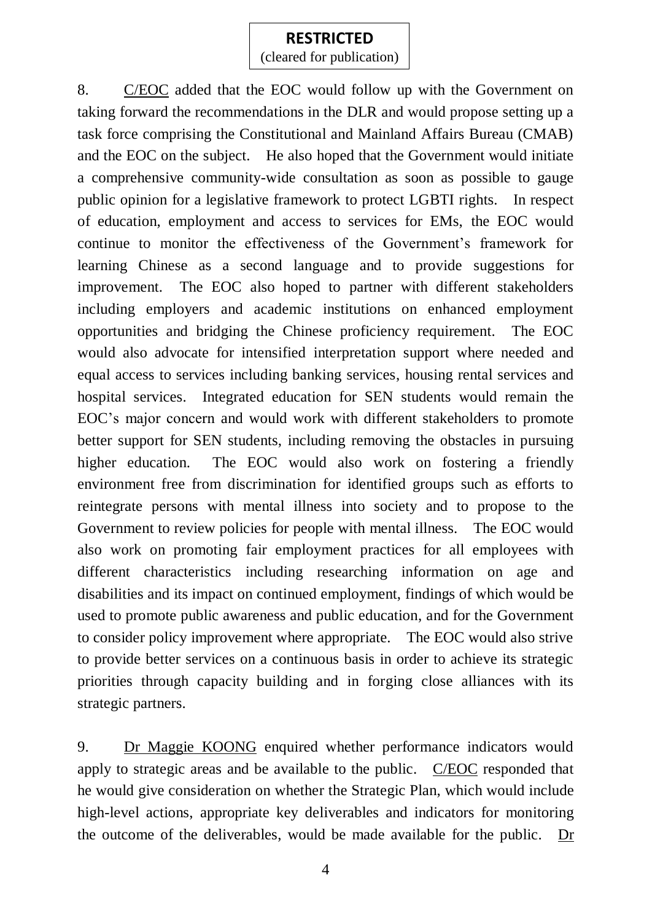**RESTRICTED**
(cleared for publication)

8. C/EOC added that the EOC would follow up with the Government on taking forward the recommendations in the DLR and would propose setting up a task force comprising the Constitutional and Mainland Affairs Bureau (CMAB) and the EOC on the subject. He also hoped that the Government would initiate a comprehensive community-wide consultation as soon as possible to gauge public opinion for a legislative framework to protect LGBTI rights. In respect of education, employment and access to services for EMs, the EOC would continue to monitor the effectiveness of the Government's framework for learning Chinese as a second language and to provide suggestions for improvement. The EOC also hoped to partner with different stakeholders including employers and academic institutions on enhanced employment opportunities and bridging the Chinese proficiency requirement. The EOC would also advocate for intensified interpretation support where needed and equal access to services including banking services, housing rental services and hospital services. Integrated education for SEN students would remain the EOC's major concern and would work with different stakeholders to promote better support for SEN students, including removing the obstacles in pursuing higher education. The EOC would also work on fostering a friendly environment free from discrimination for identified groups such as efforts to reintegrate persons with mental illness into society and to propose to the Government to review policies for people with mental illness. The EOC would also work on promoting fair employment practices for all employees with different characteristics including researching information on age and disabilities and its impact on continued employment, findings of which would be used to promote public awareness and public education, and for the Government to consider policy improvement where appropriate. The EOC would also strive to provide better services on a continuous basis in order to achieve its strategic priorities through capacity building and in forging close alliances with its strategic partners.

9. Dr Maggie KOONG enquired whether performance indicators would apply to strategic areas and be available to the public. C/EOC responded that he would give consideration on whether the Strategic Plan, which would include high-level actions, appropriate key deliverables and indicators for monitoring the outcome of the deliverables, would be made available for the public. Dr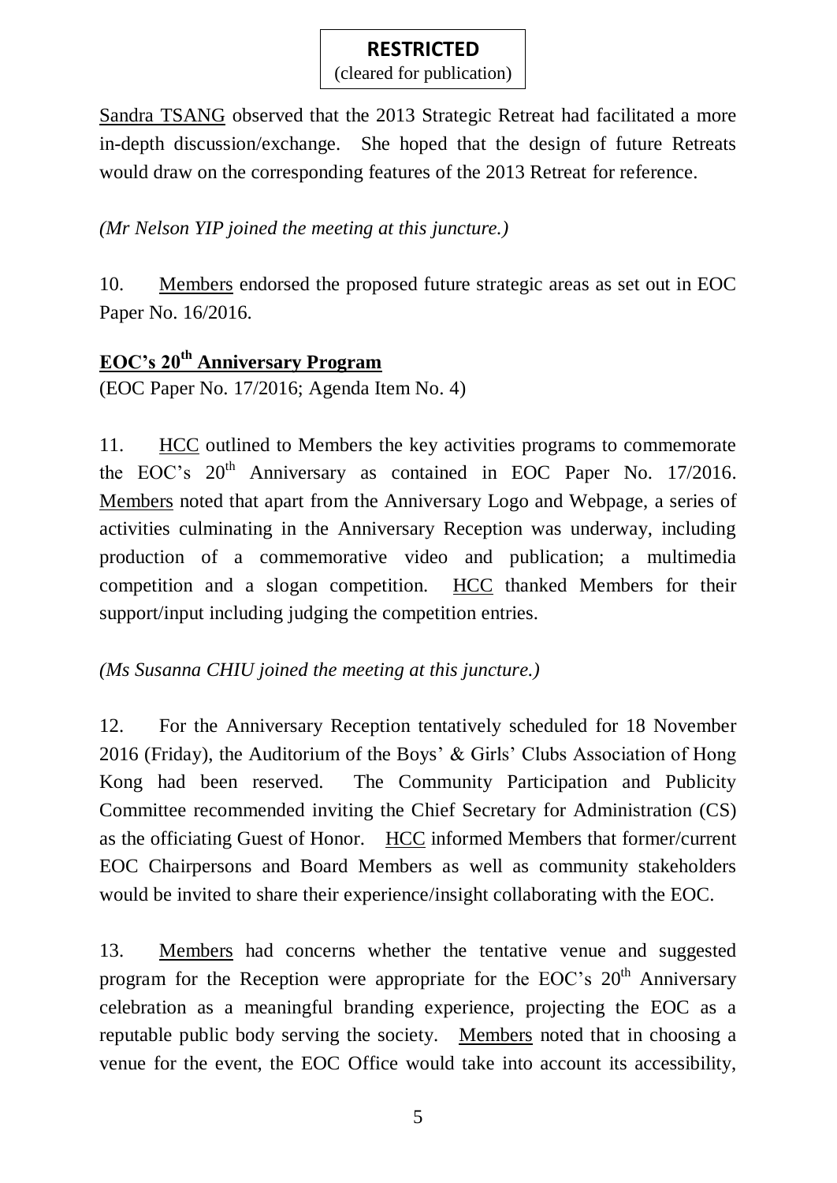**RESTRICTED**
(cleared for publication)

Sandra TSANG observed that the 2013 Strategic Retreat had facilitated a more in-depth discussion/exchange. She hoped that the design of future Retreats would draw on the corresponding features of the 2013 Retreat for reference.

*(Mr Nelson YIP joined the meeting at this juncture.)*

10. Members endorsed the proposed future strategic areas as set out in EOC Paper No. 16/2016.

## EOC's 20th Anniversary Program

(EOC Paper No. 17/2016; Agenda Item No. 4)

11. HCC outlined to Members the key activities programs to commemorate the EOC's 20th Anniversary as contained in EOC Paper No. 17/2016. Members noted that apart from the Anniversary Logo and Webpage, a series of activities culminating in the Anniversary Reception was underway, including production of a commemorative video and publication; a multimedia competition and a slogan competition. HCC thanked Members for their support/input including judging the competition entries.

*(Ms Susanna CHIU joined the meeting at this juncture.)*

12. For the Anniversary Reception tentatively scheduled for 18 November 2016 (Friday), the Auditorium of the Boys' & Girls' Clubs Association of Hong Kong had been reserved. The Community Participation and Publicity Committee recommended inviting the Chief Secretary for Administration (CS) as the officiating Guest of Honor. HCC informed Members that former/current EOC Chairpersons and Board Members as well as community stakeholders would be invited to share their experience/insight collaborating with the EOC.

13. Members had concerns whether the tentative venue and suggested program for the Reception were appropriate for the EOC's 20th Anniversary celebration as a meaningful branding experience, projecting the EOC as a reputable public body serving the society. Members noted that in choosing a venue for the event, the EOC Office would take into account its accessibility,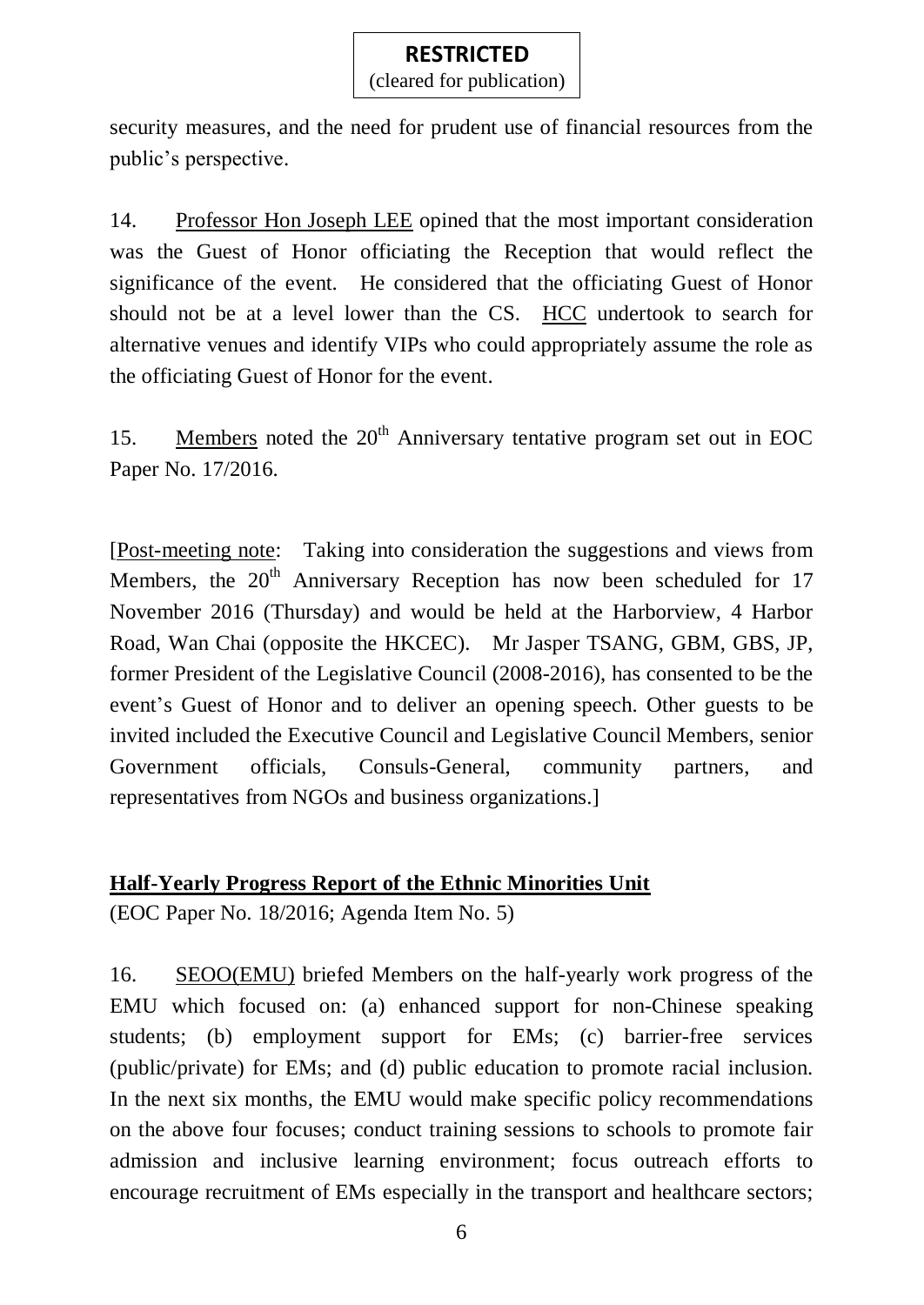**RESTRICTED**
(cleared for publication)

security measures, and the need for prudent use of financial resources from the public's perspective.

14. Professor Hon Joseph LEE opined that the most important consideration was the Guest of Honor officiating the Reception that would reflect the significance of the event. He considered that the officiating Guest of Honor should not be at a level lower than the CS. HCC undertook to search for alternative venues and identify VIPs who could appropriately assume the role as the officiating Guest of Honor for the event.

15. Members noted the 20th Anniversary tentative program set out in EOC Paper No. 17/2016.

[Post-meeting note: Taking into consideration the suggestions and views from Members, the 20th Anniversary Reception has now been scheduled for 17 November 2016 (Thursday) and would be held at the Harborview, 4 Harbor Road, Wan Chai (opposite the HKCEC). Mr Jasper TSANG, GBM, GBS, JP, former President of the Legislative Council (2008-2016), has consented to be the event's Guest of Honor and to deliver an opening speech. Other guests to be invited included the Executive Council and Legislative Council Members, senior Government officials, Consuls-General, community partners, and representatives from NGOs and business organizations.]

**Half-Yearly Progress Report of the Ethnic Minorities Unit**

(EOC Paper No. 18/2016; Agenda Item No. 5)

16. SEOO(EMU) briefed Members on the half-yearly work progress of the EMU which focused on: (a) enhanced support for non-Chinese speaking students; (b) employment support for EMs; (c) barrier-free services (public/private) for EMs; and (d) public education to promote racial inclusion. In the next six months, the EMU would make specific policy recommendations on the above four focuses; conduct training sessions to schools to promote fair admission and inclusive learning environment; focus outreach efforts to encourage recruitment of EMs especially in the transport and healthcare sectors;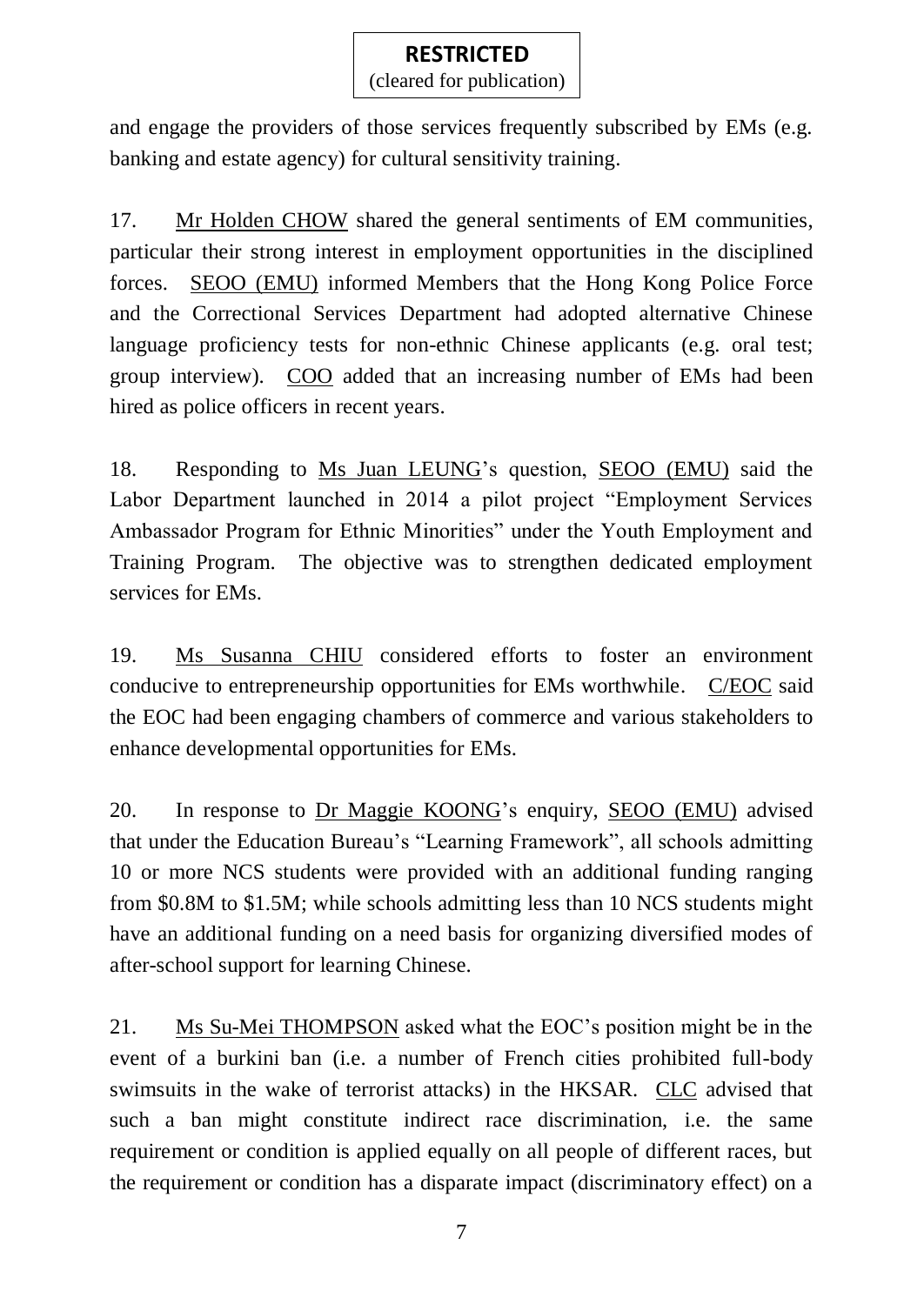and engage the providers of those services frequently subscribed by EMs (e.g. banking and estate agency) for cultural sensitivity training.

17. Mr Holden CHOW shared the general sentiments of EM communities, particular their strong interest in employment opportunities in the disciplined forces. SEOO (EMU) informed Members that the Hong Kong Police Force and the Correctional Services Department had adopted alternative Chinese language proficiency tests for non-ethnic Chinese applicants (e.g. oral test; group interview). COO added that an increasing number of EMs had been hired as police officers in recent years.

18. Responding to Ms Juan LEUNG's question, SEOO (EMU) said the Labor Department launched in 2014 a pilot project "Employment Services Ambassador Program for Ethnic Minorities" under the Youth Employment and Training Program. The objective was to strengthen dedicated employment services for EMs.

19. Ms Susanna CHIU considered efforts to foster an environment conducive to entrepreneurship opportunities for EMs worthwhile. C/EOC said the EOC had been engaging chambers of commerce and various stakeholders to enhance developmental opportunities for EMs.

20. In response to Dr Maggie KOONG's enquiry, SEOO (EMU) advised that under the Education Bureau's "Learning Framework", all schools admitting 10 or more NCS students were provided with an additional funding ranging from $0.8M to $1.5M; while schools admitting less than 10 NCS students might have an additional funding on a need basis for organizing diversified modes of after-school support for learning Chinese.

21. Ms Su-Mei THOMPSON asked what the EOC's position might be in the event of a burkini ban (i.e. a number of French cities prohibited full-body swimsuits in the wake of terrorist attacks) in the HKSAR. CLC advised that such a ban might constitute indirect race discrimination, i.e. the same requirement or condition is applied equally on all people of different races, but the requirement or condition has a disparate impact (discriminatory effect) on a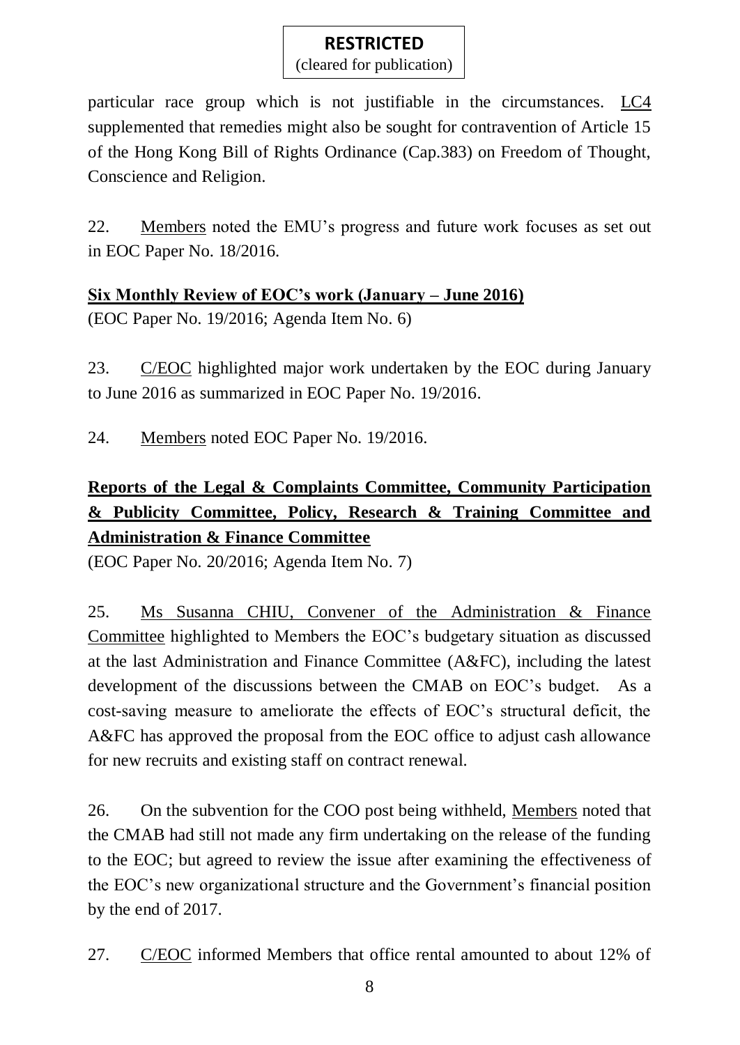**RESTRICTED**
(cleared for publication)

particular race group which is not justifiable in the circumstances. LC4 supplemented that remedies might also be sought for contravention of Article 15 of the Hong Kong Bill of Rights Ordinance (Cap.383) on Freedom of Thought, Conscience and Religion.

22. Members noted the EMU's progress and future work focuses as set out in EOC Paper No. 18/2016.

**Six Monthly Review of EOC's work (January – June 2016)**
(EOC Paper No. 19/2016; Agenda Item No. 6)

23. C/EOC highlighted major work undertaken by the EOC during January to June 2016 as summarized in EOC Paper No. 19/2016.

24. Members noted EOC Paper No. 19/2016.

**Reports of the Legal & Complaints Committee, Community Participation & Publicity Committee, Policy, Research & Training Committee and Administration & Finance Committee**
(EOC Paper No. 20/2016; Agenda Item No. 7)

25. Ms Susanna CHIU, Convener of the Administration & Finance Committee highlighted to Members the EOC's budgetary situation as discussed at the last Administration and Finance Committee (A&FC), including the latest development of the discussions between the CMAB on EOC's budget. As a cost-saving measure to ameliorate the effects of EOC's structural deficit, the A&FC has approved the proposal from the EOC office to adjust cash allowance for new recruits and existing staff on contract renewal.

26. On the subvention for the COO post being withheld, Members noted that the CMAB had still not made any firm undertaking on the release of the funding to the EOC; but agreed to review the issue after examining the effectiveness of the EOC's new organizational structure and the Government's financial position by the end of 2017.

27. C/EOC informed Members that office rental amounted to about 12% of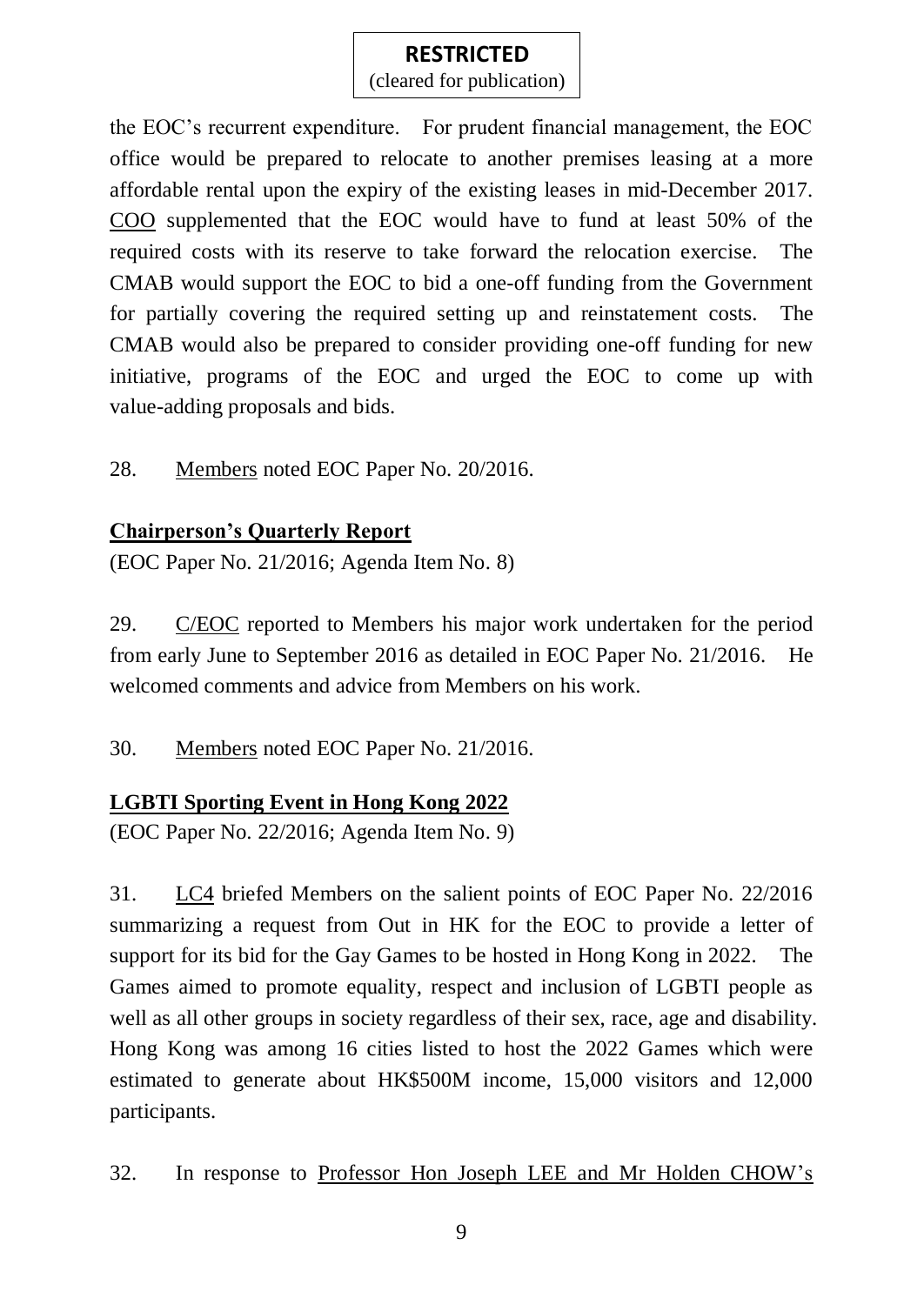the EOC's recurrent expenditure. For prudent financial management, the EOC office would be prepared to relocate to another premises leasing at a more affordable rental upon the expiry of the existing leases in mid-December 2017. COO supplemented that the EOC would have to fund at least 50% of the required costs with its reserve to take forward the relocation exercise. The CMAB would support the EOC to bid a one-off funding from the Government for partially covering the required setting up and reinstatement costs. The CMAB would also be prepared to consider providing one-off funding for new initiative, programs of the EOC and urged the EOC to come up with value-adding proposals and bids.

28. Members noted EOC Paper No. 20/2016.

**Chairperson's Quarterly Report**

(EOC Paper No. 21/2016; Agenda Item No. 8)

29. C/EOC reported to Members his major work undertaken for the period from early June to September 2016 as detailed in EOC Paper No. 21/2016. He welcomed comments and advice from Members on his work.

30. Members noted EOC Paper No. 21/2016.

**LGBTI Sporting Event in Hong Kong 2022**

(EOC Paper No. 22/2016; Agenda Item No. 9)

31. LC4 briefed Members on the salient points of EOC Paper No. 22/2016 summarizing a request from Out in HK for the EOC to provide a letter of support for its bid for the Gay Games to be hosted in Hong Kong in 2022. The Games aimed to promote equality, respect and inclusion of LGBTI people as well as all other groups in society regardless of their sex, race, age and disability. Hong Kong was among 16 cities listed to host the 2022 Games which were estimated to generate about HK$500M income, 15,000 visitors and 12,000 participants.

32. In response to Professor Hon Joseph LEE and Mr Holden CHOW's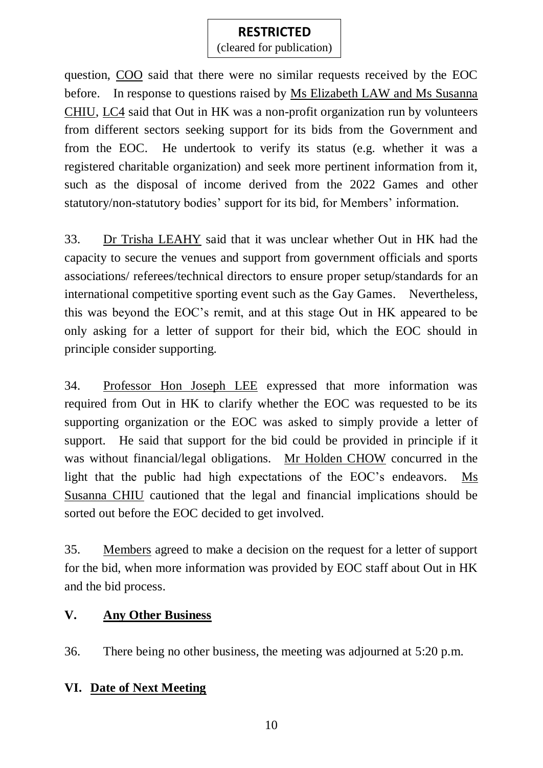question, COO said that there were no similar requests received by the EOC before. In response to questions raised by Ms Elizabeth LAW and Ms Susanna CHIU, LC4 said that Out in HK was a non-profit organization run by volunteers from different sectors seeking support for its bids from the Government and from the EOC. He undertook to verify its status (e.g. whether it was a registered charitable organization) and seek more pertinent information from it, such as the disposal of income derived from the 2022 Games and other statutory/non-statutory bodies' support for its bid, for Members' information.

33. Dr Trisha LEAHY said that it was unclear whether Out in HK had the capacity to secure the venues and support from government officials and sports associations/ referees/technical directors to ensure proper setup/standards for an international competitive sporting event such as the Gay Games. Nevertheless, this was beyond the EOC's remit, and at this stage Out in HK appeared to be only asking for a letter of support for their bid, which the EOC should in principle consider supporting.

34. Professor Hon Joseph LEE expressed that more information was required from Out in HK to clarify whether the EOC was requested to be its supporting organization or the EOC was asked to simply provide a letter of support. He said that support for the bid could be provided in principle if it was without financial/legal obligations. Mr Holden CHOW concurred in the light that the public had high expectations of the EOC's endeavors. Ms Susanna CHIU cautioned that the legal and financial implications should be sorted out before the EOC decided to get involved.

35. Members agreed to make a decision on the request for a letter of support for the bid, when more information was provided by EOC staff about Out in HK and the bid process.

## V. Any Other Business

36. There being no other business, the meeting was adjourned at 5:20 p.m.

## VI. Date of Next Meeting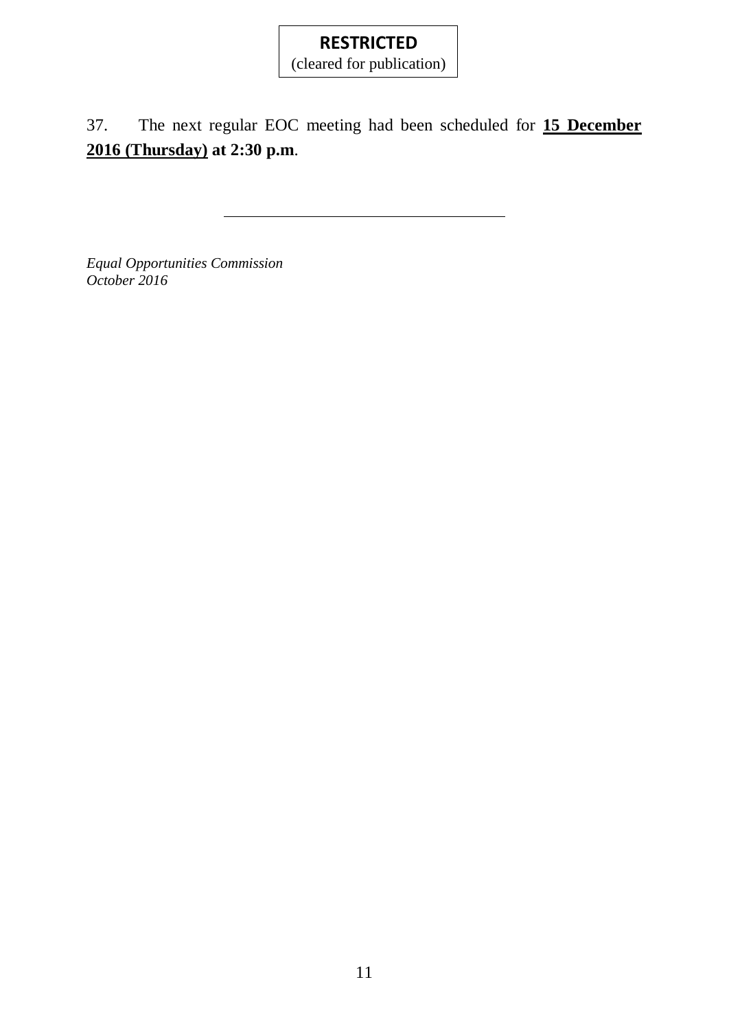**RESTRICTED**
(cleared for publication)

37. The next regular EOC meeting had been scheduled for **15 December 2016 (Thursday) at 2:30 p.m**.

---

*Equal Opportunities Commission*
*October 2016*